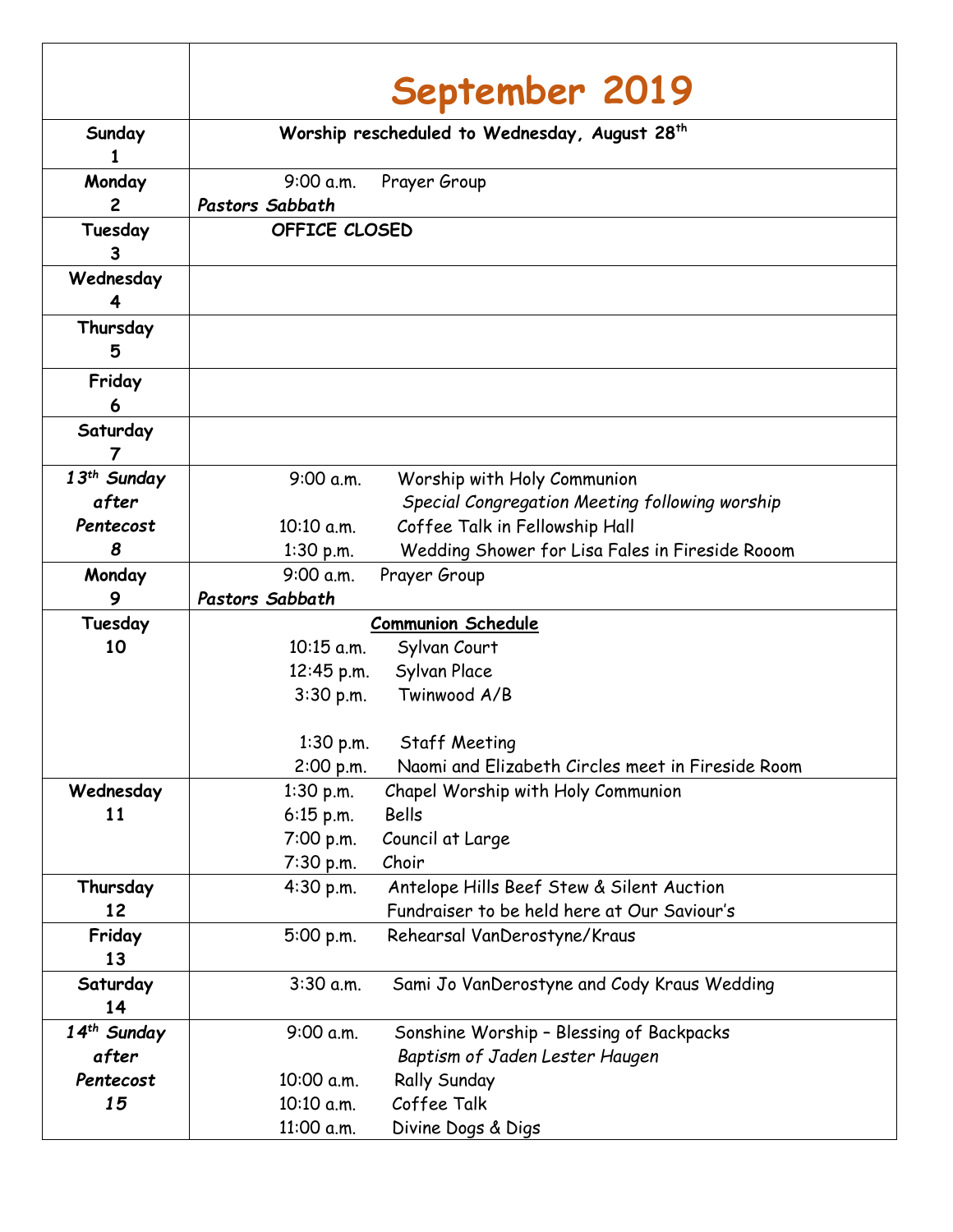| | September 2019 |
|---|---|
| **Sunday 1** | **Worship rescheduled to Wednesday, August 28th** |
| **Monday 2** | 9:00 a.m. Prayer Group<br>***Pastors Sabbath*** |
| **Tuesday 3** | **OFFICE CLOSED** |
| **Wednesday 4** | |
| **Thursday 5** | |
| **Friday 6** | |
| **Saturday 7** | |
| ***13th Sunday after Pentecost 8*** | 9:00 a.m. Worship with Holy Communion<br>*Special Congregation Meeting following worship*<br>10:10 a.m. Coffee Talk in Fellowship Hall<br>1:30 p.m. Wedding Shower for Lisa Fales in Fireside Rooom |
| **Monday 9** | 9:00 a.m. Prayer Group<br>***Pastors Sabbath*** |
| **Tuesday 10** | <u>**Communion Schedule**</u><br>10:15 a.m. Sylvan Court<br>12:45 p.m. Sylvan Place<br>3:30 p.m. Twinwood A/B<br><br>1:30 p.m. Staff Meeting<br>2:00 p.m. Naomi and Elizabeth Circles meet in Fireside Room |
| **Wednesday 11** | 1:30 p.m. Chapel Worship with Holy Communion<br>6:15 p.m. Bells<br>7:00 p.m. Council at Large<br>7:30 p.m. Choir |
| **Thursday 12** | 4:30 p.m. Antelope Hills Beef Stew & Silent Auction<br>Fundraiser to be held here at Our Saviour's |
| **Friday 13** | 5:00 p.m. Rehearsal VanDerostyne/Kraus |
| **Saturday 14** | 3:30 a.m. Sami Jo VanDerostyne and Cody Kraus Wedding |
| ***14th Sunday after Pentecost 15*** | 9:00 a.m. Sonshine Worship – Blessing of Backpacks<br>*Baptism of Jaden Lester Haugen*<br>10:00 a.m. Rally Sunday<br>10:10 a.m. Coffee Talk<br>11:00 a.m. Divine Dogs & Digs |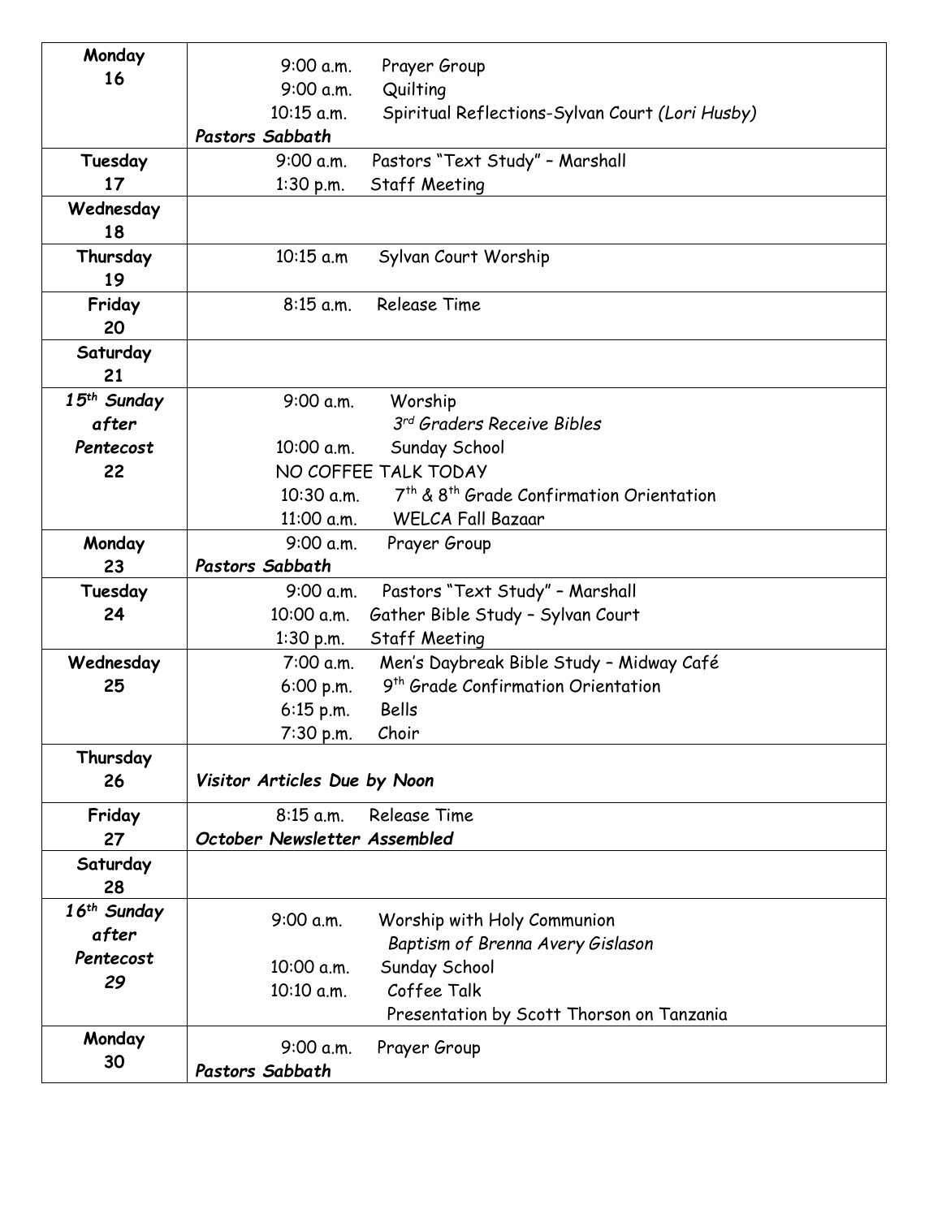| | |
|---|---|
| **Monday 16** | 9:00 a.m. Prayer Group<br>9:00 a.m. Quilting<br>10:15 a.m. Spiritual Reflections-Sylvan Court *(Lori Husby)*<br>***Pastors Sabbath*** |
| **Tuesday 17** | 9:00 a.m. Pastors "Text Study" – Marshall<br>1:30 p.m. Staff Meeting |
| **Wednesday 18** | |
| **Thursday 19** | 10:15 a.m Sylvan Court Worship |
| **Friday 20** | 8:15 a.m. Release Time |
| **Saturday 21** | |
| ***15th Sunday after Pentecost* 22** | 9:00 a.m. Worship<br>*3rd Graders Receive Bibles*<br>10:00 a.m. Sunday School<br>NO COFFEE TALK TODAY<br>10:30 a.m. 7th & 8th Grade Confirmation Orientation<br>11:00 a.m. WELCA Fall Bazaar |
| **Monday 23** | 9:00 a.m. Prayer Group<br>***Pastors Sabbath*** |
| **Tuesday 24** | 9:00 a.m. Pastors "Text Study" – Marshall<br>10:00 a.m. Gather Bible Study – Sylvan Court<br>1:30 p.m. Staff Meeting |
| **Wednesday 25** | 7:00 a.m. Men's Daybreak Bible Study – Midway Café<br>6:00 p.m. 9th Grade Confirmation Orientation<br>6:15 p.m. Bells<br>7:30 p.m. Choir |
| **Thursday 26** | ***Visitor Articles Due by Noon*** |
| **Friday 27** | 8:15 a.m. Release Time<br>***October Newsletter Assembled*** |
| **Saturday 28** | |
| ***16th Sunday after Pentecost 29*** | 9:00 a.m. Worship with Holy Communion<br>*Baptism of Brenna Avery Gislason*<br>10:00 a.m. Sunday School<br>10:10 a.m. Coffee Talk<br>Presentation by Scott Thorson on Tanzania |
| **Monday 30** | 9:00 a.m. Prayer Group<br>***Pastors Sabbath*** |